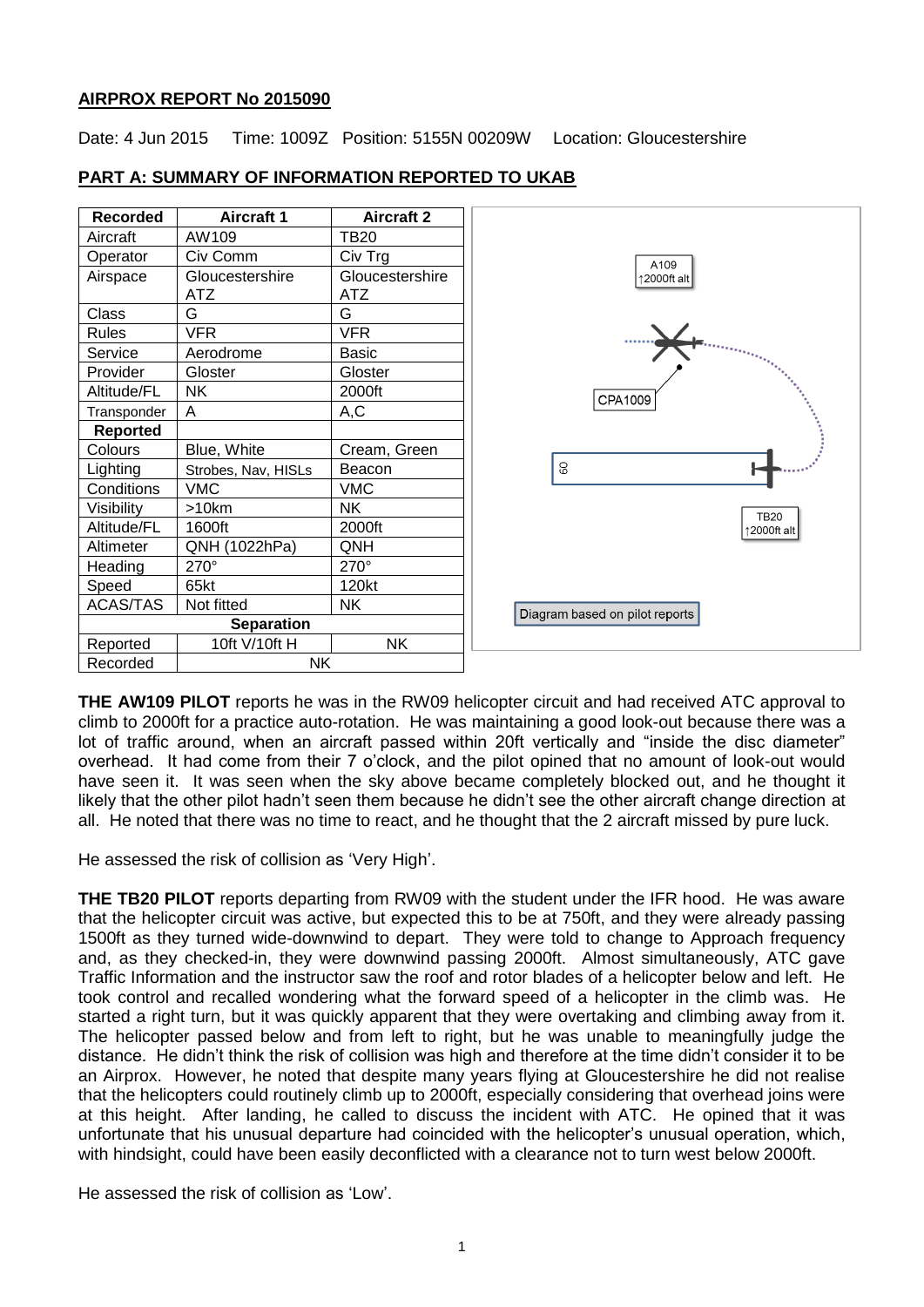**AIRPROX REPORT No 2015090**

Date: 4 Jun 2015 Time: 1009Z Position: 5155N 00209W Location: Gloucestershire

**PART A: SUMMARY OF INFORMATION REPORTED TO UKAB**

| Recorded | Aircraft 1 | Aircraft 2 |
|---|---|---|
| Aircraft | AW109 | TB20 |
| Operator | Civ Comm | Civ Trg |
| Airspace | Gloucestershire ATZ | Gloucestershire ATZ |
| Class | G | G |
| Rules | VFR | VFR |
| Service | Aerodrome | Basic |
| Provider | Gloster | Gloster |
| Altitude/FL | NK | 2000ft |
| Transponder | A | A,C |
| **Reported** | | |
| Colours | Blue, White | Cream, Green |
| Lighting | Strobes, Nav, HISLs | Beacon |
| Conditions | VMC | VMC |
| Visibility | >10km | NK |
| Altitude/FL | 1600ft | 2000ft |
| Altimeter | QNH (1022hPa) | QNH |
| Heading | 270° | 270° |
| Speed | 65kt | 120kt |
| ACAS/TAS | Not fitted | NK |
| **Separation** | | |
| Reported | 10ft V/10ft H | NK |
| Recorded | NK | |

A109 ↑2000ft alt

CPA1009

09

TB20 ↑2000ft alt

Diagram based on pilot reports

**THE AW109 PILOT** reports he was in the RW09 helicopter circuit and had received ATC approval to climb to 2000ft for a practice auto-rotation. He was maintaining a good look-out because there was a lot of traffic around, when an aircraft passed within 20ft vertically and "inside the disc diameter" overhead. It had come from their 7 o'clock, and the pilot opined that no amount of look-out would have seen it. It was seen when the sky above became completely blocked out, and he thought it likely that the other pilot hadn't seen them because he didn't see the other aircraft change direction at all. He noted that there was no time to react, and he thought that the 2 aircraft missed by pure luck.

He assessed the risk of collision as 'Very High'.

**THE TB20 PILOT** reports departing from RW09 with the student under the IFR hood. He was aware that the helicopter circuit was active, but expected this to be at 750ft, and they were already passing 1500ft as they turned wide-downwind to depart. They were told to change to Approach frequency and, as they checked-in, they were downwind passing 2000ft. Almost simultaneously, ATC gave Traffic Information and the instructor saw the roof and rotor blades of a helicopter below and left. He took control and recalled wondering what the forward speed of a helicopter in the climb was. He started a right turn, but it was quickly apparent that they were overtaking and climbing away from it. The helicopter passed below and from left to right, but he was unable to meaningfully judge the distance. He didn't think the risk of collision was high and therefore at the time didn't consider it to be an Airprox. However, he noted that despite many years flying at Gloucestershire he did not realise that the helicopters could routinely climb up to 2000ft, especially considering that overhead joins were at this height. After landing, he called to discuss the incident with ATC. He opined that it was unfortunate that his unusual departure had coincided with the helicopter's unusual operation, which, with hindsight, could have been easily deconflicted with a clearance not to turn west below 2000ft.

He assessed the risk of collision as 'Low'.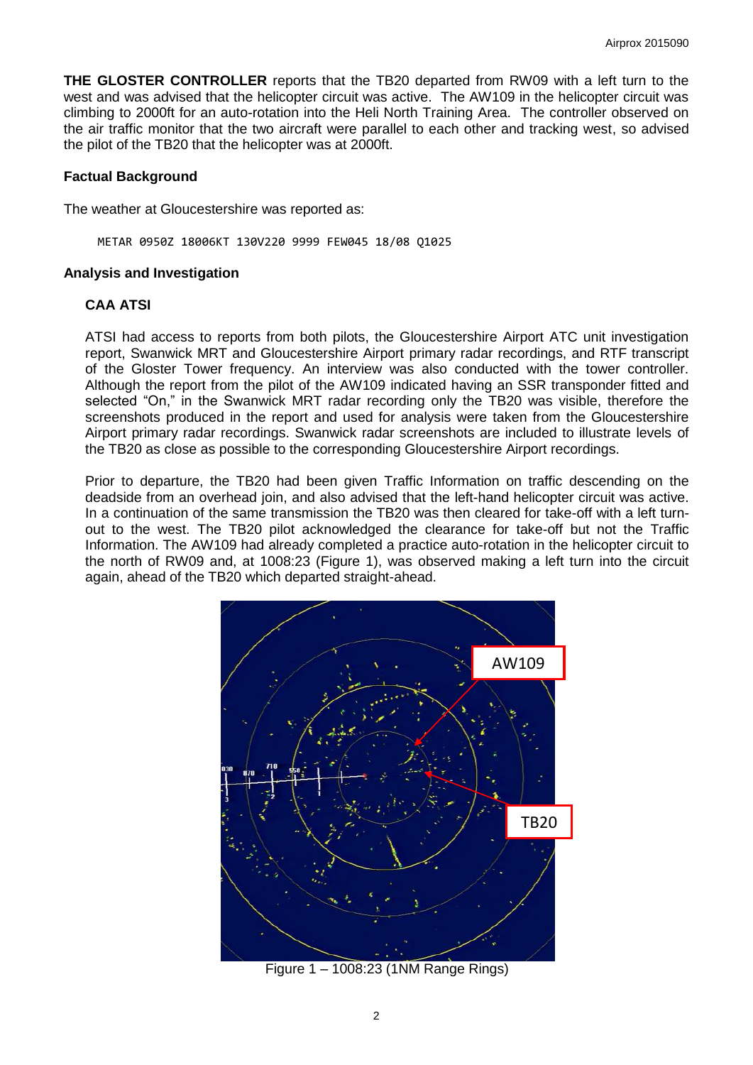**THE GLOSTER CONTROLLER** reports that the TB20 departed from RW09 with a left turn to the west and was advised that the helicopter circuit was active. The AW109 in the helicopter circuit was climbing to 2000ft for an auto-rotation into the Heli North Training Area. The controller observed on the air traffic monitor that the two aircraft were parallel to each other and tracking west, so advised the pilot of the TB20 that the helicopter was at 2000ft.

### Factual Background

The weather at Gloucestershire was reported as:

```
METAR 0950Z 18006KT 130V220 9999 FEW045 18/08 Q1025
```

### Analysis and Investigation

#### CAA ATSI

ATSI had access to reports from both pilots, the Gloucestershire Airport ATC unit investigation report, Swanwick MRT and Gloucestershire Airport primary radar recordings, and RTF transcript of the Gloster Tower frequency. An interview was also conducted with the tower controller. Although the report from the pilot of the AW109 indicated having an SSR transponder fitted and selected "On," in the Swanwick MRT radar recording only the TB20 was visible, therefore the screenshots produced in the report and used for analysis were taken from the Gloucestershire Airport primary radar recordings. Swanwick radar screenshots are included to illustrate levels of the TB20 as close as possible to the corresponding Gloucestershire Airport recordings.

Prior to departure, the TB20 had been given Traffic Information on traffic descending on the deadside from an overhead join, and also advised that the left-hand helicopter circuit was active. In a continuation of the same transmission the TB20 was then cleared for take-off with a left turn-out to the west. The TB20 pilot acknowledged the clearance for take-off but not the Traffic Information. The AW109 had already completed a practice auto-rotation in the helicopter circuit to the north of RW09 and, at 1008:23 (Figure 1), was observed making a left turn into the circuit again, ahead of the TB20 which departed straight-ahead.

Figure 1 – 1008:23 (1NM Range Rings)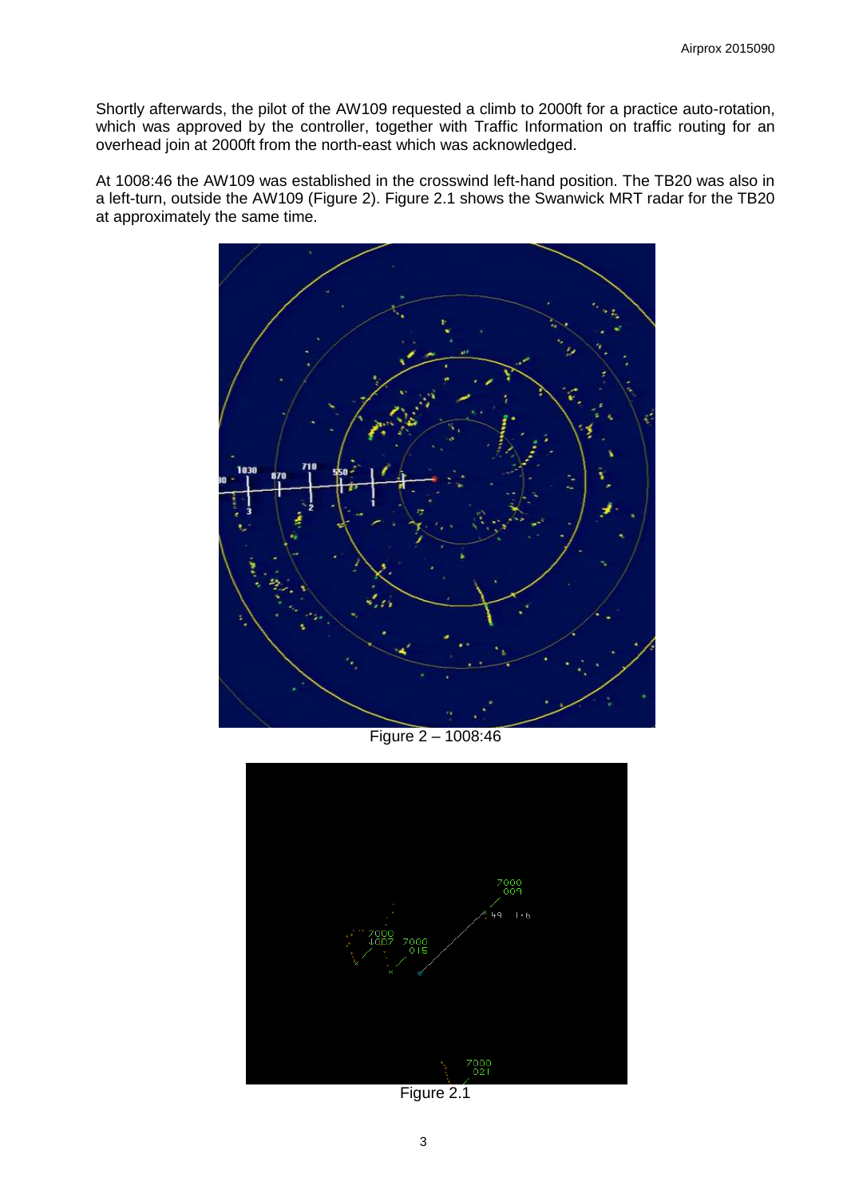Shortly afterwards, the pilot of the AW109 requested a climb to 2000ft for a practice auto-rotation, which was approved by the controller, together with Traffic Information on traffic routing for an overhead join at 2000ft from the north-east which was acknowledged.

At 1008:46 the AW109 was established in the crosswind left-hand position. The TB20 was also in a left-turn, outside the AW109 (Figure 2). Figure 2.1 shows the Swanwick MRT radar for the TB20 at approximately the same time.

Figure 2 – 1008:46

Figure 2.1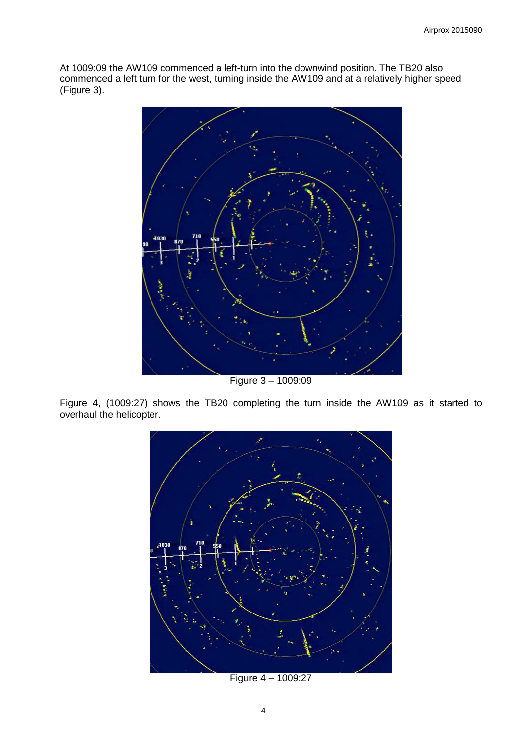At 1009:09 the AW109 commenced a left-turn into the downwind position. The TB20 also commenced a left turn for the west, turning inside the AW109 and at a relatively higher speed (Figure 3).

Figure 3 – 1009:09

Figure 4, (1009:27) shows the TB20 completing the turn inside the AW109 as it started to overhaul the helicopter.

Figure 4 – 1009:27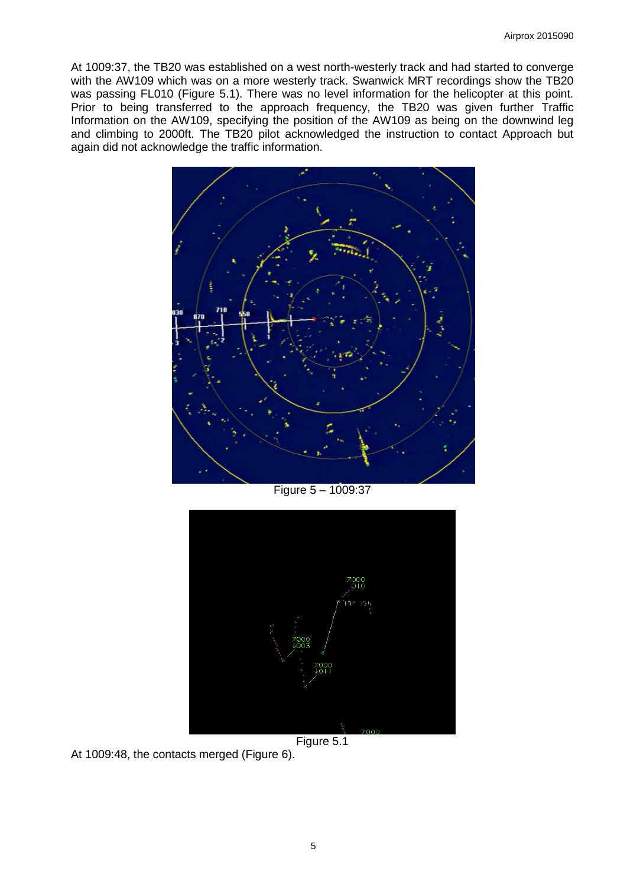At 1009:37, the TB20 was established on a west north-westerly track and had started to converge with the AW109 which was on a more westerly track. Swanwick MRT recordings show the TB20 was passing FL010 (Figure 5.1). There was no level information for the helicopter at this point. Prior to being transferred to the approach frequency, the TB20 was given further Traffic Information on the AW109, specifying the position of the AW109 as being on the downwind leg and climbing to 2000ft. The TB20 pilot acknowledged the instruction to contact Approach but again did not acknowledge the traffic information.

Figure 5 – 1009:37

Figure 5.1

At 1009:48, the contacts merged (Figure 6).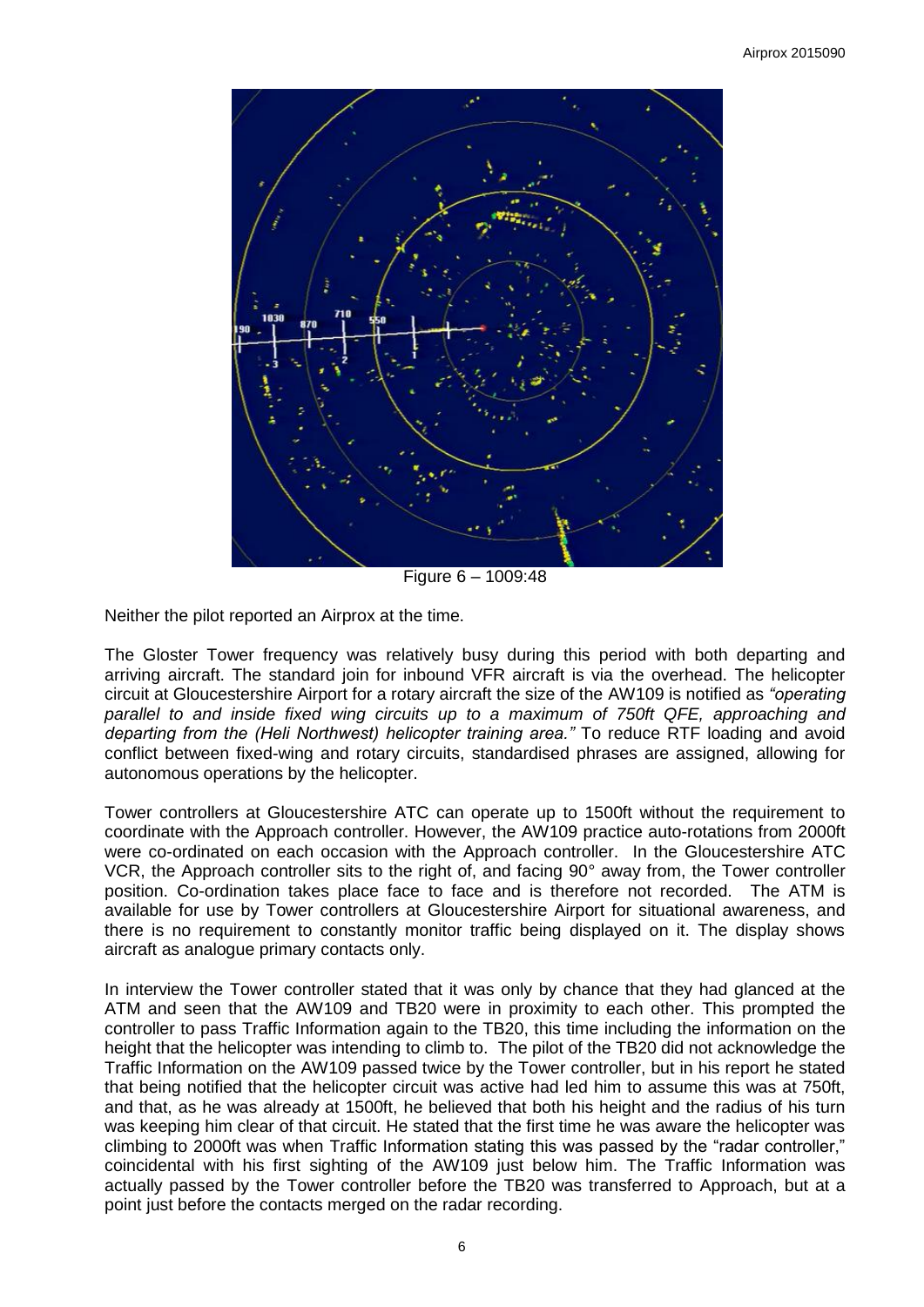Figure 6 – 1009:48

Neither the pilot reported an Airprox at the time.

The Gloster Tower frequency was relatively busy during this period with both departing and arriving aircraft. The standard join for inbound VFR aircraft is via the overhead. The helicopter circuit at Gloucestershire Airport for a rotary aircraft the size of the AW109 is notified as *"operating parallel to and inside fixed wing circuits up to a maximum of 750ft QFE, approaching and departing from the (Heli Northwest) helicopter training area."* To reduce RTF loading and avoid conflict between fixed-wing and rotary circuits, standardised phrases are assigned, allowing for autonomous operations by the helicopter.

Tower controllers at Gloucestershire ATC can operate up to 1500ft without the requirement to coordinate with the Approach controller. However, the AW109 practice auto-rotations from 2000ft were co-ordinated on each occasion with the Approach controller. In the Gloucestershire ATC VCR, the Approach controller sits to the right of, and facing 90° away from, the Tower controller position. Co-ordination takes place face to face and is therefore not recorded. The ATM is available for use by Tower controllers at Gloucestershire Airport for situational awareness, and there is no requirement to constantly monitor traffic being displayed on it. The display shows aircraft as analogue primary contacts only.

In interview the Tower controller stated that it was only by chance that they had glanced at the ATM and seen that the AW109 and TB20 were in proximity to each other. This prompted the controller to pass Traffic Information again to the TB20, this time including the information on the height that the helicopter was intending to climb to. The pilot of the TB20 did not acknowledge the Traffic Information on the AW109 passed twice by the Tower controller, but in his report he stated that being notified that the helicopter circuit was active had led him to assume this was at 750ft, and that, as he was already at 1500ft, he believed that both his height and the radius of his turn was keeping him clear of that circuit. He stated that the first time he was aware the helicopter was climbing to 2000ft was when Traffic Information stating this was passed by the "radar controller," coincidental with his first sighting of the AW109 just below him. The Traffic Information was actually passed by the Tower controller before the TB20 was transferred to Approach, but at a point just before the contacts merged on the radar recording.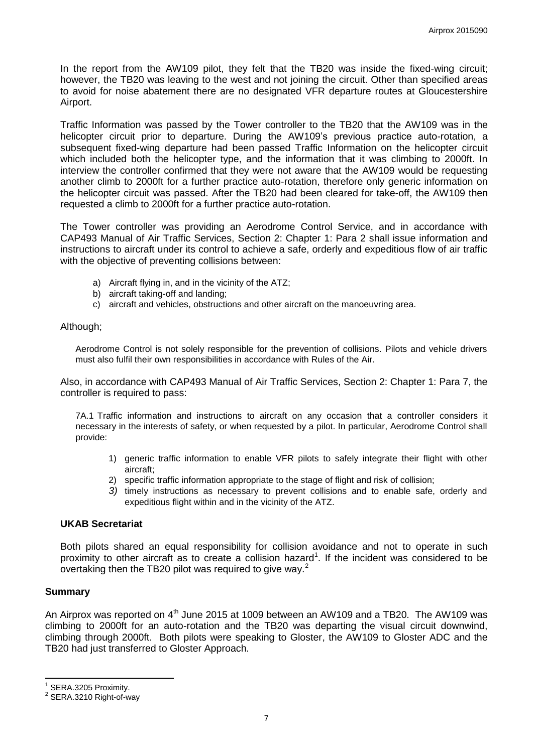In the report from the AW109 pilot, they felt that the TB20 was inside the fixed-wing circuit; however, the TB20 was leaving to the west and not joining the circuit. Other than specified areas to avoid for noise abatement there are no designated VFR departure routes at Gloucestershire Airport.

Traffic Information was passed by the Tower controller to the TB20 that the AW109 was in the helicopter circuit prior to departure. During the AW109's previous practice auto-rotation, a subsequent fixed-wing departure had been passed Traffic Information on the helicopter circuit which included both the helicopter type, and the information that it was climbing to 2000ft. In interview the controller confirmed that they were not aware that the AW109 would be requesting another climb to 2000ft for a further practice auto-rotation, therefore only generic information on the helicopter circuit was passed. After the TB20 had been cleared for take-off, the AW109 then requested a climb to 2000ft for a further practice auto-rotation.

The Tower controller was providing an Aerodrome Control Service, and in accordance with CAP493 Manual of Air Traffic Services, Section 2: Chapter 1: Para 2 shall issue information and instructions to aircraft under its control to achieve a safe, orderly and expeditious flow of air traffic with the objective of preventing collisions between:

a) Aircraft flying in, and in the vicinity of the ATZ;
b) aircraft taking-off and landing;
c) aircraft and vehicles, obstructions and other aircraft on the manoeuvring area.

Although;

> Aerodrome Control is not solely responsible for the prevention of collisions. Pilots and vehicle drivers must also fulfil their own responsibilities in accordance with Rules of the Air.

Also, in accordance with CAP493 Manual of Air Traffic Services, Section 2: Chapter 1: Para 7, the controller is required to pass:

> 7A.1 Traffic information and instructions to aircraft on any occasion that a controller considers it necessary in the interests of safety, or when requested by a pilot. In particular, Aerodrome Control shall provide:
>
> 1) generic traffic information to enable VFR pilots to safely integrate their flight with other aircraft;
> 2) specific traffic information appropriate to the stage of flight and risk of collision;
> 3) timely instructions as necessary to prevent collisions and to enable safe, orderly and expeditious flight within and in the vicinity of the ATZ.

### UKAB Secretariat

Both pilots shared an equal responsibility for collision avoidance and not to operate in such proximity to other aircraft as to create a collision hazard[1]. If the incident was considered to be overtaking then the TB20 pilot was required to give way.[2]

## Summary

An Airprox was reported on 4th June 2015 at 1009 between an AW109 and a TB20. The AW109 was climbing to 2000ft for an auto-rotation and the TB20 was departing the visual circuit downwind, climbing through 2000ft. Both pilots were speaking to Gloster, the AW109 to Gloster ADC and the TB20 had just transferred to Gloster Approach.

---

[1] SERA.3205 Proximity.
[2] SERA.3210 Right-of-way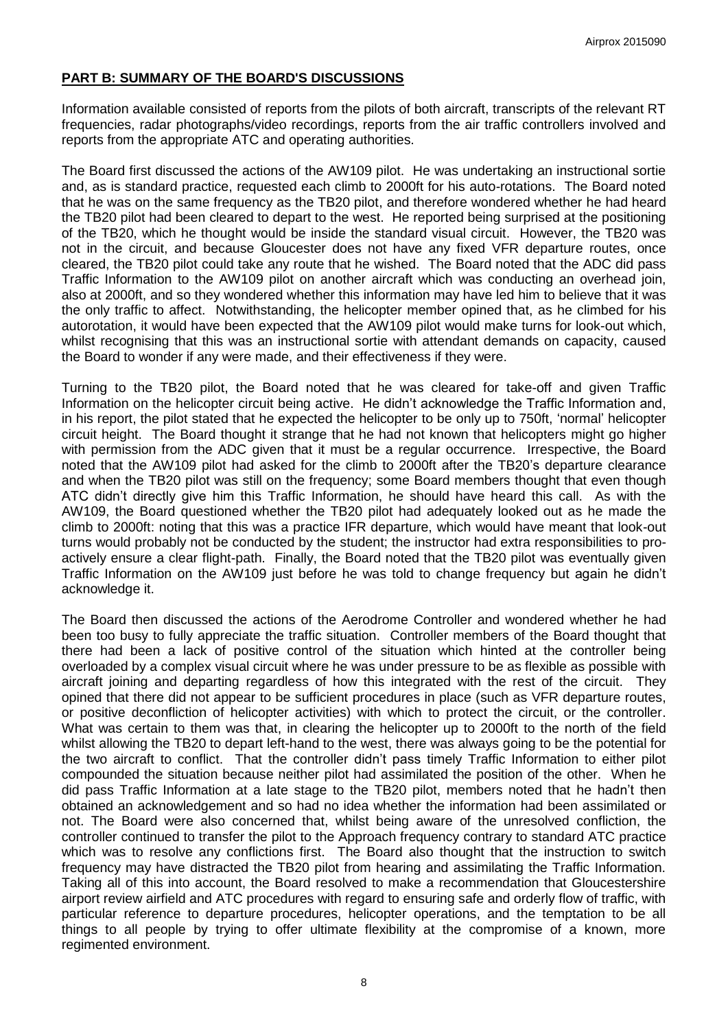## PART B: SUMMARY OF THE BOARD'S DISCUSSIONS

Information available consisted of reports from the pilots of both aircraft, transcripts of the relevant RT frequencies, radar photographs/video recordings, reports from the air traffic controllers involved and reports from the appropriate ATC and operating authorities.

The Board first discussed the actions of the AW109 pilot. He was undertaking an instructional sortie and, as is standard practice, requested each climb to 2000ft for his auto-rotations. The Board noted that he was on the same frequency as the TB20 pilot, and therefore wondered whether he had heard the TB20 pilot had been cleared to depart to the west. He reported being surprised at the positioning of the TB20, which he thought would be inside the standard visual circuit. However, the TB20 was not in the circuit, and because Gloucester does not have any fixed VFR departure routes, once cleared, the TB20 pilot could take any route that he wished. The Board noted that the ADC did pass Traffic Information to the AW109 pilot on another aircraft which was conducting an overhead join, also at 2000ft, and so they wondered whether this information may have led him to believe that it was the only traffic to affect. Notwithstanding, the helicopter member opined that, as he climbed for his autorotation, it would have been expected that the AW109 pilot would make turns for look-out which, whilst recognising that this was an instructional sortie with attendant demands on capacity, caused the Board to wonder if any were made, and their effectiveness if they were.

Turning to the TB20 pilot, the Board noted that he was cleared for take-off and given Traffic Information on the helicopter circuit being active. He didn't acknowledge the Traffic Information and, in his report, the pilot stated that he expected the helicopter to be only up to 750ft, 'normal' helicopter circuit height. The Board thought it strange that he had not known that helicopters might go higher with permission from the ADC given that it must be a regular occurrence. Irrespective, the Board noted that the AW109 pilot had asked for the climb to 2000ft after the TB20's departure clearance and when the TB20 pilot was still on the frequency; some Board members thought that even though ATC didn't directly give him this Traffic Information, he should have heard this call. As with the AW109, the Board questioned whether the TB20 pilot had adequately looked out as he made the climb to 2000ft: noting that this was a practice IFR departure, which would have meant that look-out turns would probably not be conducted by the student; the instructor had extra responsibilities to pro-actively ensure a clear flight-path. Finally, the Board noted that the TB20 pilot was eventually given Traffic Information on the AW109 just before he was told to change frequency but again he didn't acknowledge it.

The Board then discussed the actions of the Aerodrome Controller and wondered whether he had been too busy to fully appreciate the traffic situation. Controller members of the Board thought that there had been a lack of positive control of the situation which hinted at the controller being overloaded by a complex visual circuit where he was under pressure to be as flexible as possible with aircraft joining and departing regardless of how this integrated with the rest of the circuit. They opined that there did not appear to be sufficient procedures in place (such as VFR departure routes, or positive deconfliction of helicopter activities) with which to protect the circuit, or the controller. What was certain to them was that, in clearing the helicopter up to 2000ft to the north of the field whilst allowing the TB20 to depart left-hand to the west, there was always going to be the potential for the two aircraft to conflict. That the controller didn't pass timely Traffic Information to either pilot compounded the situation because neither pilot had assimilated the position of the other. When he did pass Traffic Information at a late stage to the TB20 pilot, members noted that he hadn't then obtained an acknowledgement and so had no idea whether the information had been assimilated or not. The Board were also concerned that, whilst being aware of the unresolved confliction, the controller continued to transfer the pilot to the Approach frequency contrary to standard ATC practice which was to resolve any conflictions first. The Board also thought that the instruction to switch frequency may have distracted the TB20 pilot from hearing and assimilating the Traffic Information. Taking all of this into account, the Board resolved to make a recommendation that Gloucestershire airport review airfield and ATC procedures with regard to ensuring safe and orderly flow of traffic, with particular reference to departure procedures, helicopter operations, and the temptation to be all things to all people by trying to offer ultimate flexibility at the compromise of a known, more regimented environment.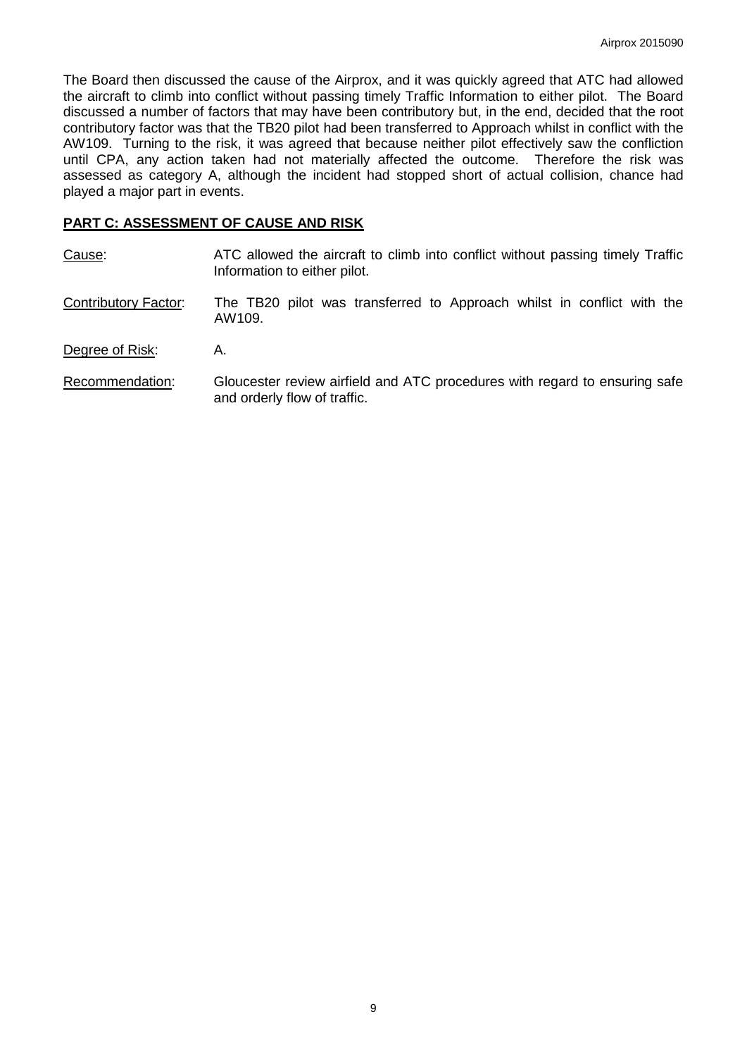The Board then discussed the cause of the Airprox, and it was quickly agreed that ATC had allowed the aircraft to climb into conflict without passing timely Traffic Information to either pilot. The Board discussed a number of factors that may have been contributory but, in the end, decided that the root contributory factor was that the TB20 pilot had been transferred to Approach whilst in conflict with the AW109. Turning to the risk, it was agreed that because neither pilot effectively saw the confliction until CPA, any action taken had not materially affected the outcome. Therefore the risk was assessed as category A, although the incident had stopped short of actual collision, chance had played a major part in events.

## PART C: ASSESSMENT OF CAUSE AND RISK

Cause: ATC allowed the aircraft to climb into conflict without passing timely Traffic Information to either pilot.

Contributory Factor: The TB20 pilot was transferred to Approach whilst in conflict with the AW109.

Degree of Risk: A.

Recommendation: Gloucester review airfield and ATC procedures with regard to ensuring safe and orderly flow of traffic.